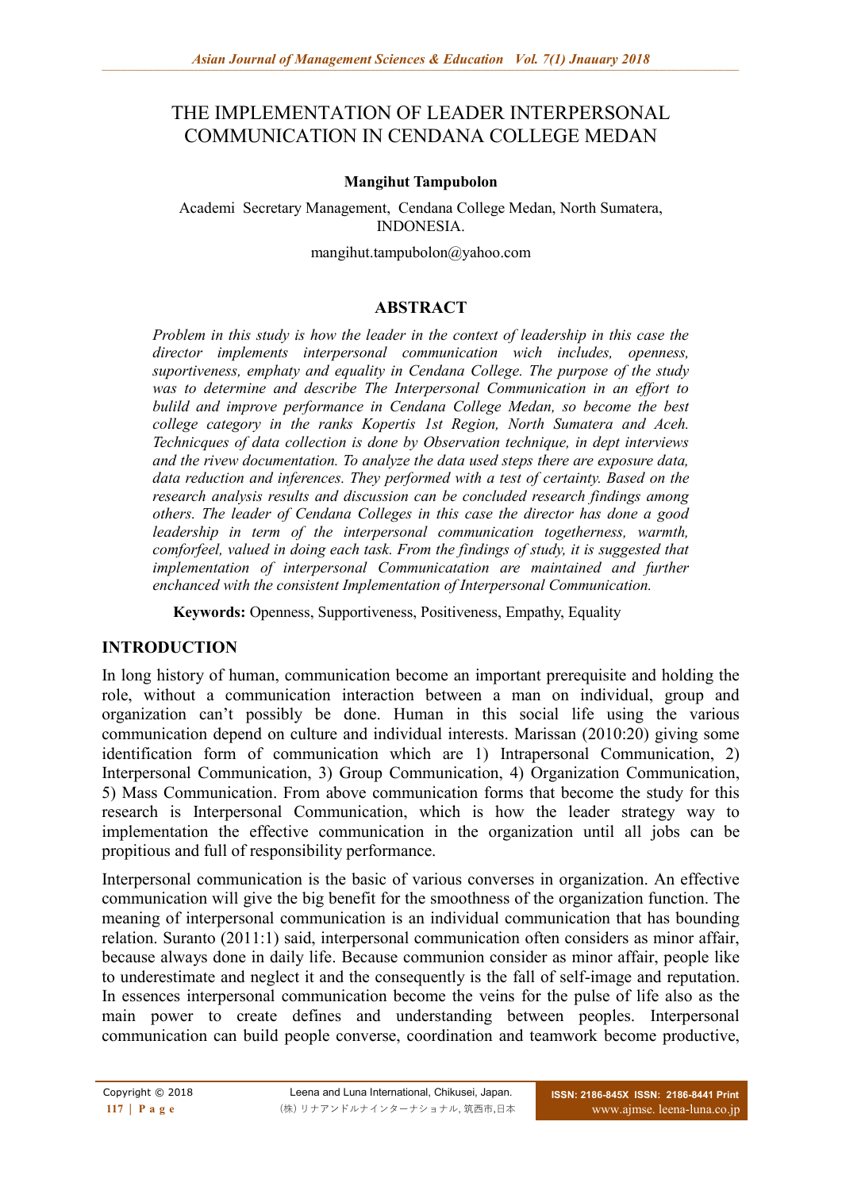# THE IMPLEMENTATION OF LEADER INTERPERSONAL COMMUNICATION IN CENDANA COLLEGE MEDAN

**Mangihut Tampubolon**

Academi Secretary Management, Cendana College Medan, North Sumatera, INDONESIA.

mangihut.tampubolon@yahoo.com

## ABSTRACT

*Problem in this study is how the leader in the context of leadership in this case the director implements interpersonal communication wich includes, openness, suportiveness, emphaty and equality in Cendana College. The purpose of the study was to determine and describe The Interpersonal Communication in an effort to bulild and improve performance in Cendana College Medan, so become the best college category in the ranks Kopertis 1st Region, North Sumatera and Aceh. Technicques of data collection is done by Observation technique, in dept interviews and the rivew documentation. To analyze the data used steps there are exposure data, data reduction and inferences. They performed with a test of certainty. Based on the research analysis results and discussion can be concluded research findings among others. The leader of Cendana Colleges in this case the director has done a good leadership in term of the interpersonal communication togetherness, warmth, comforfeel, valued in doing each task. From the findings of study, it is suggested that implementation of interpersonal Communicatation are maintained and further enchanced with the consistent Implementation of Interpersonal Communication.*

**Keywords:** Openness, Supportiveness, Positiveness, Empathy, Equality

## INTRODUCTION

In long history of human, communication become an important prerequisite and holding the role, without a communication interaction between a man on individual, group and organization can't possibly be done. Human in this social life using the various communication depend on culture and individual interests. Marissan (2010:20) giving some identification form of communication which are 1) Intrapersonal Communication, 2) Interpersonal Communication, 3) Group Communication, 4) Organization Communication, 5) Mass Communication. From above communication forms that become the study for this research is Interpersonal Communication, which is how the leader strategy way to implementation the effective communication in the organization until all jobs can be propitious and full of responsibility performance.

Interpersonal communication is the basic of various converses in organization. An effective communication will give the big benefit for the smoothness of the organization function. The meaning of interpersonal communication is an individual communication that has bounding relation. Suranto (2011:1) said, interpersonal communication often considers as minor affair, because always done in daily life. Because communion consider as minor affair, people like to underestimate and neglect it and the consequently is the fall of self-image and reputation. In essences interpersonal communication become the veins for the pulse of life also as the main power to create defines and understanding between peoples. Interpersonal communication can build people converse, coordination and teamwork become productive,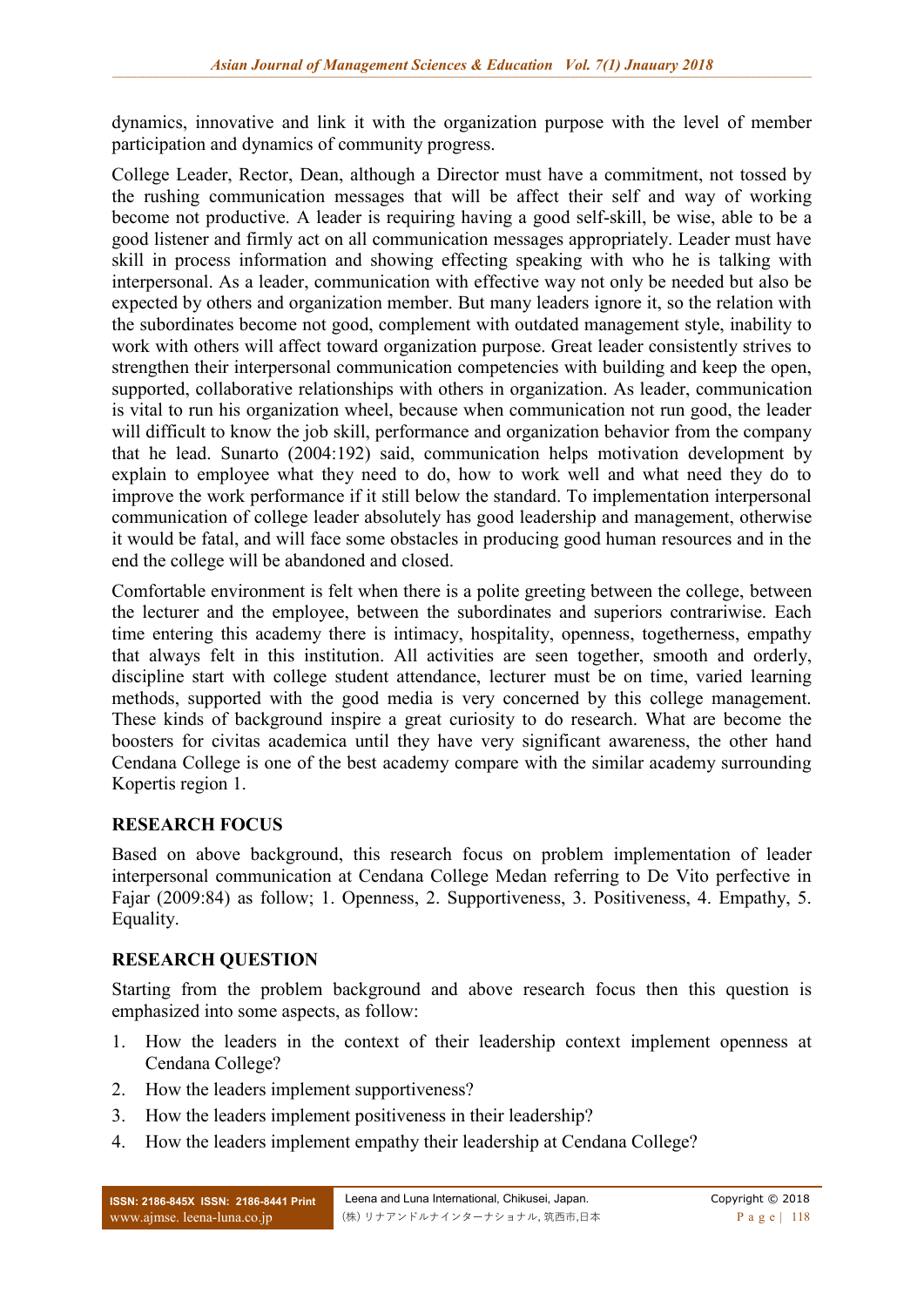dynamics, innovative and link it with the organization purpose with the level of member participation and dynamics of community progress.

College Leader, Rector, Dean, although a Director must have a commitment, not tossed by the rushing communication messages that will be affect their self and way of working become not productive. A leader is requiring having a good self-skill, be wise, able to be a good listener and firmly act on all communication messages appropriately. Leader must have skill in process information and showing effecting speaking with who he is talking with interpersonal. As a leader, communication with effective way not only be needed but also be expected by others and organization member. But many leaders ignore it, so the relation with the subordinates become not good, complement with outdated management style, inability to work with others will affect toward organization purpose. Great leader consistently strives to strengthen their interpersonal communication competencies with building and keep the open, supported, collaborative relationships with others in organization. As leader, communication is vital to run his organization wheel, because when communication not run good, the leader will difficult to know the job skill, performance and organization behavior from the company that he lead. Sunarto (2004:192) said, communication helps motivation development by explain to employee what they need to do, how to work well and what need they do to improve the work performance if it still below the standard. To implementation interpersonal communication of college leader absolutely has good leadership and management, otherwise it would be fatal, and will face some obstacles in producing good human resources and in the end the college will be abandoned and closed.

Comfortable environment is felt when there is a polite greeting between the college, between the lecturer and the employee, between the subordinates and superiors contrariwise. Each time entering this academy there is intimacy, hospitality, openness, togetherness, empathy that always felt in this institution. All activities are seen together, smooth and orderly, discipline start with college student attendance, lecturer must be on time, varied learning methods, supported with the good media is very concerned by this college management. These kinds of background inspire a great curiosity to do research. What are become the boosters for civitas academica until they have very significant awareness, the other hand Cendana College is one of the best academy compare with the similar academy surrounding Kopertis region 1.

## RESEARCH FOCUS

Based on above background, this research focus on problem implementation of leader interpersonal communication at Cendana College Medan referring to De Vito perfective in Fajar (2009:84) as follow; 1. Openness, 2. Supportiveness, 3. Positiveness, 4. Empathy, 5. Equality.

## RESEARCH QUESTION

Starting from the problem background and above research focus then this question is emphasized into some aspects, as follow:

1. How the leaders in the context of their leadership context implement openness at Cendana College?
2. How the leaders implement supportiveness?
3. How the leaders implement positiveness in their leadership?
4. How the leaders implement empathy their leadership at Cendana College?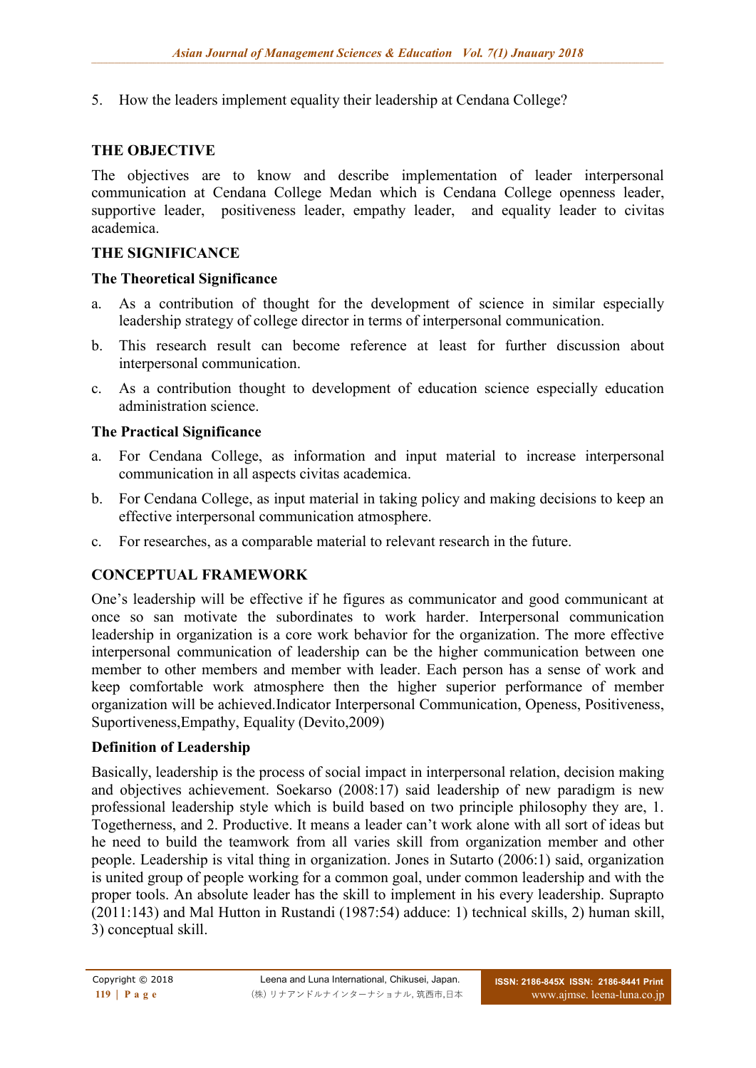5. How the leaders implement equality their leadership at Cendana College?

## THE OBJECTIVE

The objectives are to know and describe implementation of leader interpersonal communication at Cendana College Medan which is Cendana College openness leader, supportive leader, positiveness leader, empathy leader, and equality leader to civitas academica.

## THE SIGNIFICANCE

### The Theoretical Significance

a. As a contribution of thought for the development of science in similar especially leadership strategy of college director in terms of interpersonal communication.

b. This research result can become reference at least for further discussion about interpersonal communication.

c. As a contribution thought to development of education science especially education administration science.

### The Practical Significance

a. For Cendana College, as information and input material to increase interpersonal communication in all aspects civitas academica.

b. For Cendana College, as input material in taking policy and making decisions to keep an effective interpersonal communication atmosphere.

c. For researches, as a comparable material to relevant research in the future.

## CONCEPTUAL FRAMEWORK

One's leadership will be effective if he figures as communicator and good communicant at once so san motivate the subordinates to work harder. Interpersonal communication leadership in organization is a core work behavior for the organization. The more effective interpersonal communication of leadership can be the higher communication between one member to other members and member with leader. Each person has a sense of work and keep comfortable work atmosphere then the higher superior performance of member organization will be achieved.Indicator Interpersonal Communication, Openess, Positiveness, Suportiveness,Empathy, Equality (Devito,2009)

### Definition of Leadership

Basically, leadership is the process of social impact in interpersonal relation, decision making and objectives achievement. Soekarso (2008:17) said leadership of new paradigm is new professional leadership style which is build based on two principle philosophy they are, 1. Togetherness, and 2. Productive. It means a leader can't work alone with all sort of ideas but he need to build the teamwork from all varies skill from organization member and other people. Leadership is vital thing in organization. Jones in Sutarto (2006:1) said, organization is united group of people working for a common goal, under common leadership and with the proper tools. An absolute leader has the skill to implement in his every leadership. Suprapto (2011:143) and Mal Hutton in Rustandi (1987:54) adduce: 1) technical skills, 2) human skill, 3) conceptual skill.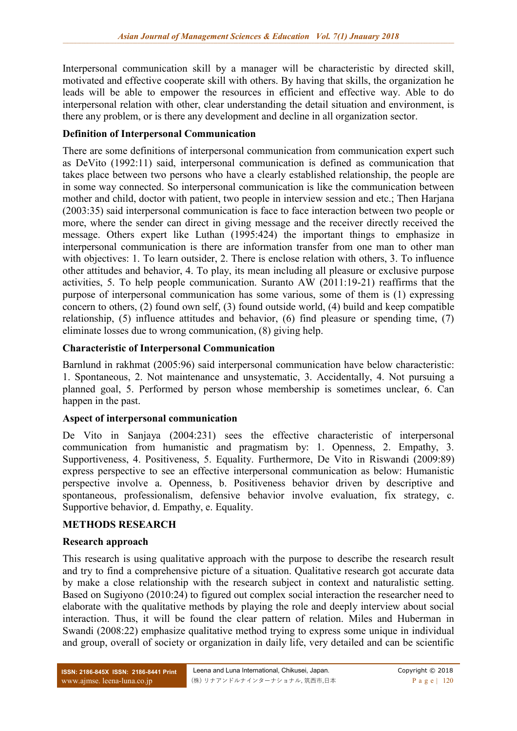Interpersonal communication skill by a manager will be characteristic by directed skill, motivated and effective cooperate skill with others. By having that skills, the organization he leads will be able to empower the resources in efficient and effective way. Able to do interpersonal relation with other, clear understanding the detail situation and environment, is there any problem, or is there any development and decline in all organization sector.

**Definition of Interpersonal Communication**

There are some definitions of interpersonal communication from communication expert such as DeVito (1992:11) said, interpersonal communication is defined as communication that takes place between two persons who have a clearly established relationship, the people are in some way connected. So interpersonal communication is like the communication between mother and child, doctor with patient, two people in interview session and etc.; Then Harjana (2003:35) said interpersonal communication is face to face interaction between two people or more, where the sender can direct in giving message and the receiver directly received the message. Others expert like Luthan (1995:424) the important things to emphasize in interpersonal communication is there are information transfer from one man to other man with objectives: 1. To learn outsider, 2. There is enclose relation with others, 3. To influence other attitudes and behavior, 4. To play, its mean including all pleasure or exclusive purpose activities, 5. To help people communication. Suranto AW (2011:19-21) reaffirms that the purpose of interpersonal communication has some various, some of them is (1) expressing concern to others, (2) found own self, (3) found outside world, (4) build and keep compatible relationship, (5) influence attitudes and behavior, (6) find pleasure or spending time, (7) eliminate losses due to wrong communication, (8) giving help.

**Characteristic of Interpersonal Communication**

Barnlund in rakhmat (2005:96) said interpersonal communication have below characteristic: 1. Spontaneous, 2. Not maintenance and unsystematic, 3. Accidentally, 4. Not pursuing a planned goal, 5. Performed by person whose membership is sometimes unclear, 6. Can happen in the past.

**Aspect of interpersonal communication**

De Vito in Sanjaya (2004:231) sees the effective characteristic of interpersonal communication from humanistic and pragmatism by: 1. Openness, 2. Empathy, 3. Supportiveness, 4. Positiveness, 5. Equality. Furthermore, De Vito in Riswandi (2009:89) express perspective to see an effective interpersonal communication as below: Humanistic perspective involve a. Openness, b. Positiveness behavior driven by descriptive and spontaneous, professionalism, defensive behavior involve evaluation, fix strategy, c. Supportive behavior, d. Empathy, e. Equality.

**METHODS RESEARCH**

**Research approach**

This research is using qualitative approach with the purpose to describe the research result and try to find a comprehensive picture of a situation. Qualitative research got accurate data by make a close relationship with the research subject in context and naturalistic setting. Based on Sugiyono (2010:24) to figured out complex social interaction the researcher need to elaborate with the qualitative methods by playing the role and deeply interview about social interaction. Thus, it will be found the clear pattern of relation. Miles and Huberman in Swandi (2008:22) emphasize qualitative method trying to express some unique in individual and group, overall of society or organization in daily life, very detailed and can be scientific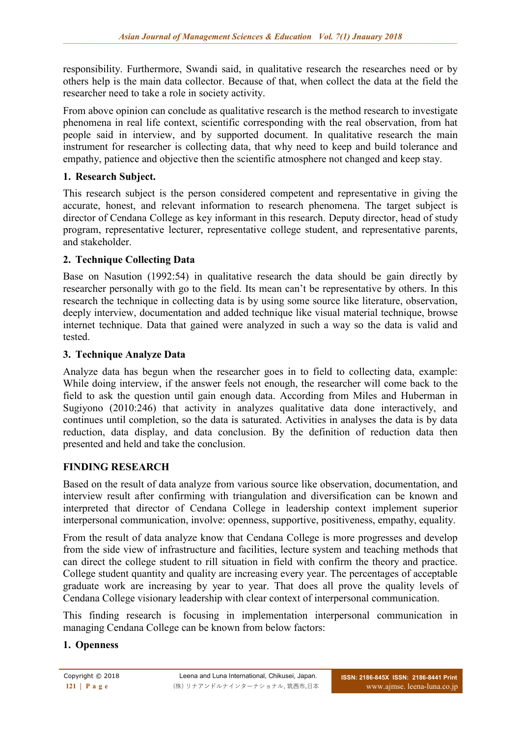responsibility. Furthermore, Swandi said, in qualitative research the researches need or by others help is the main data collector. Because of that, when collect the data at the field the researcher need to take a role in society activity.

From above opinion can conclude as qualitative research is the method research to investigate phenomena in real life context, scientific corresponding with the real observation, from hat people said in interview, and by supported document. In qualitative research the main instrument for researcher is collecting data, that why need to keep and build tolerance and empathy, patience and objective then the scientific atmosphere not changed and keep stay.

### 1. Research Subject.

This research subject is the person considered competent and representative in giving the accurate, honest, and relevant information to research phenomena. The target subject is director of Cendana College as key informant in this research. Deputy director, head of study program, representative lecturer, representative college student, and representative parents, and stakeholder.

### 2. Technique Collecting Data

Base on Nasution (1992:54) in qualitative research the data should be gain directly by researcher personally with go to the field. Its mean can't be representative by others. In this research the technique in collecting data is by using some source like literature, observation, deeply interview, documentation and added technique like visual material technique, browse internet technique. Data that gained were analyzed in such a way so the data is valid and tested.

### 3. Technique Analyze Data

Analyze data has begun when the researcher goes in to field to collecting data, example: While doing interview, if the answer feels not enough, the researcher will come back to the field to ask the question until gain enough data. According from Miles and Huberman in Sugiyono (2010:246) that activity in analyzes qualitative data done interactively, and continues until completion, so the data is saturated. Activities in analyses the data is by data reduction, data display, and data conclusion. By the definition of reduction data then presented and held and take the conclusion.

## FINDING RESEARCH

Based on the result of data analyze from various source like observation, documentation, and interview result after confirming with triangulation and diversification can be known and interpreted that director of Cendana College in leadership context implement superior interpersonal communication, involve: openness, supportive, positiveness, empathy, equality.

From the result of data analyze know that Cendana College is more progresses and develop from the side view of infrastructure and facilities, lecture system and teaching methods that can direct the college student to rill situation in field with confirm the theory and practice. College student quantity and quality are increasing every year. The percentages of acceptable graduate work are increasing by year to year. That does all prove the quality levels of Cendana College visionary leadership with clear context of interpersonal communication.

This finding research is focusing in implementation interpersonal communication in managing Cendana College can be known from below factors:

### 1. Openness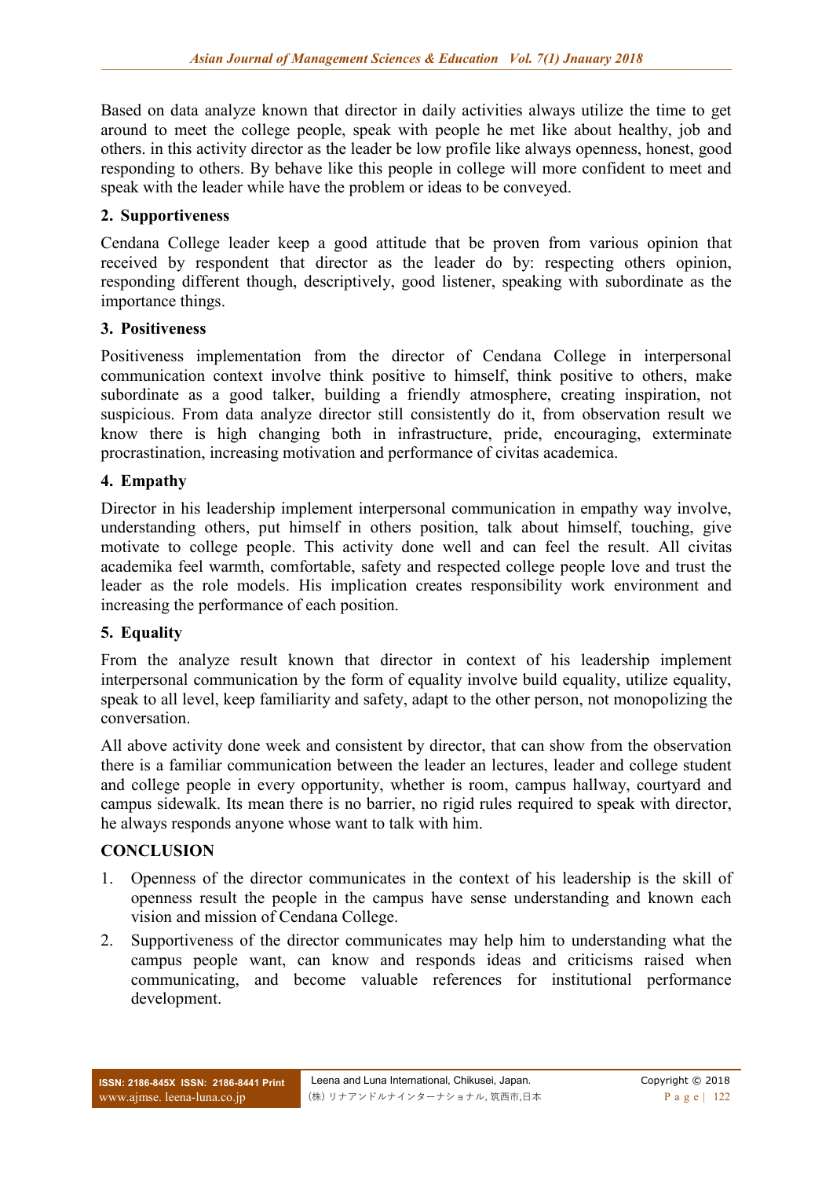Based on data analyze known that director in daily activities always utilize the time to get around to meet the college people, speak with people he met like about healthy, job and others. in this activity director as the leader be low profile like always openness, honest, good responding to others. By behave like this people in college will more confident to meet and speak with the leader while have the problem or ideas to be conveyed.

### 2. Supportiveness

Cendana College leader keep a good attitude that be proven from various opinion that received by respondent that director as the leader do by: respecting others opinion, responding different though, descriptively, good listener, speaking with subordinate as the importance things.

### 3. Positiveness

Positiveness implementation from the director of Cendana College in interpersonal communication context involve think positive to himself, think positive to others, make subordinate as a good talker, building a friendly atmosphere, creating inspiration, not suspicious. From data analyze director still consistently do it, from observation result we know there is high changing both in infrastructure, pride, encouraging, exterminate procrastination, increasing motivation and performance of civitas academica.

### 4. Empathy

Director in his leadership implement interpersonal communication in empathy way involve, understanding others, put himself in others position, talk about himself, touching, give motivate to college people. This activity done well and can feel the result. All civitas academika feel warmth, comfortable, safety and respected college people love and trust the leader as the role models. His implication creates responsibility work environment and increasing the performance of each position.

### 5. Equality

From the analyze result known that director in context of his leadership implement interpersonal communication by the form of equality involve build equality, utilize equality, speak to all level, keep familiarity and safety, adapt to the other person, not monopolizing the conversation.

All above activity done week and consistent by director, that can show from the observation there is a familiar communication between the leader an lectures, leader and college student and college people in every opportunity, whether is room, campus hallway, courtyard and campus sidewalk. Its mean there is no barrier, no rigid rules required to speak with director, he always responds anyone whose want to talk with him.

## CONCLUSION

1. Openness of the director communicates in the context of his leadership is the skill of openness result the people in the campus have sense understanding and known each vision and mission of Cendana College.
2. Supportiveness of the director communicates may help him to understanding what the campus people want, can know and responds ideas and criticisms raised when communicating, and become valuable references for institutional performance development.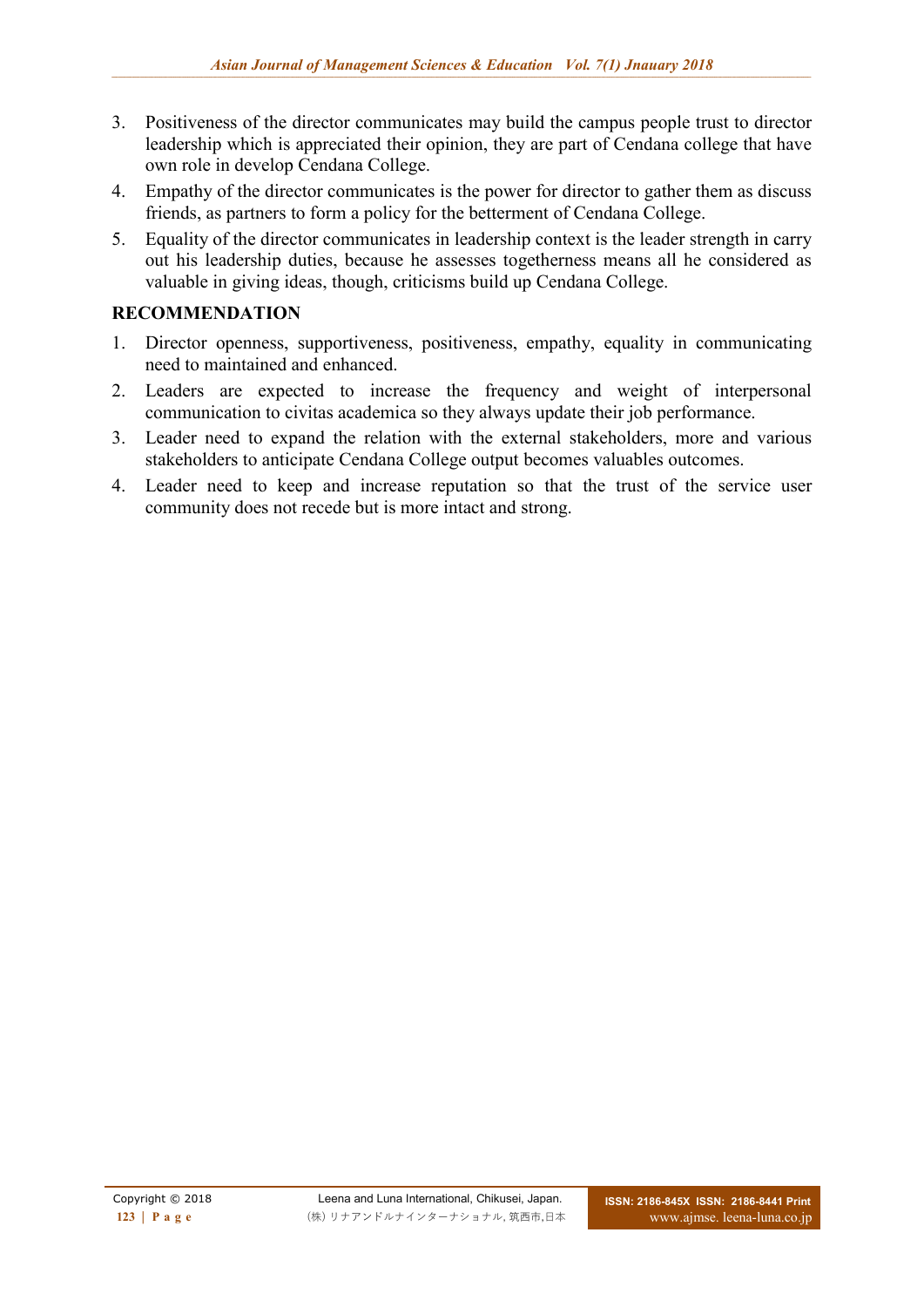3. Positiveness of the director communicates may build the campus people trust to director leadership which is appreciated their opinion, they are part of Cendana college that have own role in develop Cendana College.
4. Empathy of the director communicates is the power for director to gather them as discuss friends, as partners to form a policy for the betterment of Cendana College.
5. Equality of the director communicates in leadership context is the leader strength in carry out his leadership duties, because he assesses togetherness means all he considered as valuable in giving ideas, though, criticisms build up Cendana College.

## RECOMMENDATION

1. Director openness, supportiveness, positiveness, empathy, equality in communicating need to maintained and enhanced.
2. Leaders are expected to increase the frequency and weight of interpersonal communication to civitas academica so they always update their job performance.
3. Leader need to expand the relation with the external stakeholders, more and various stakeholders to anticipate Cendana College output becomes valuables outcomes.
4. Leader need to keep and increase reputation so that the trust of the service user community does not recede but is more intact and strong.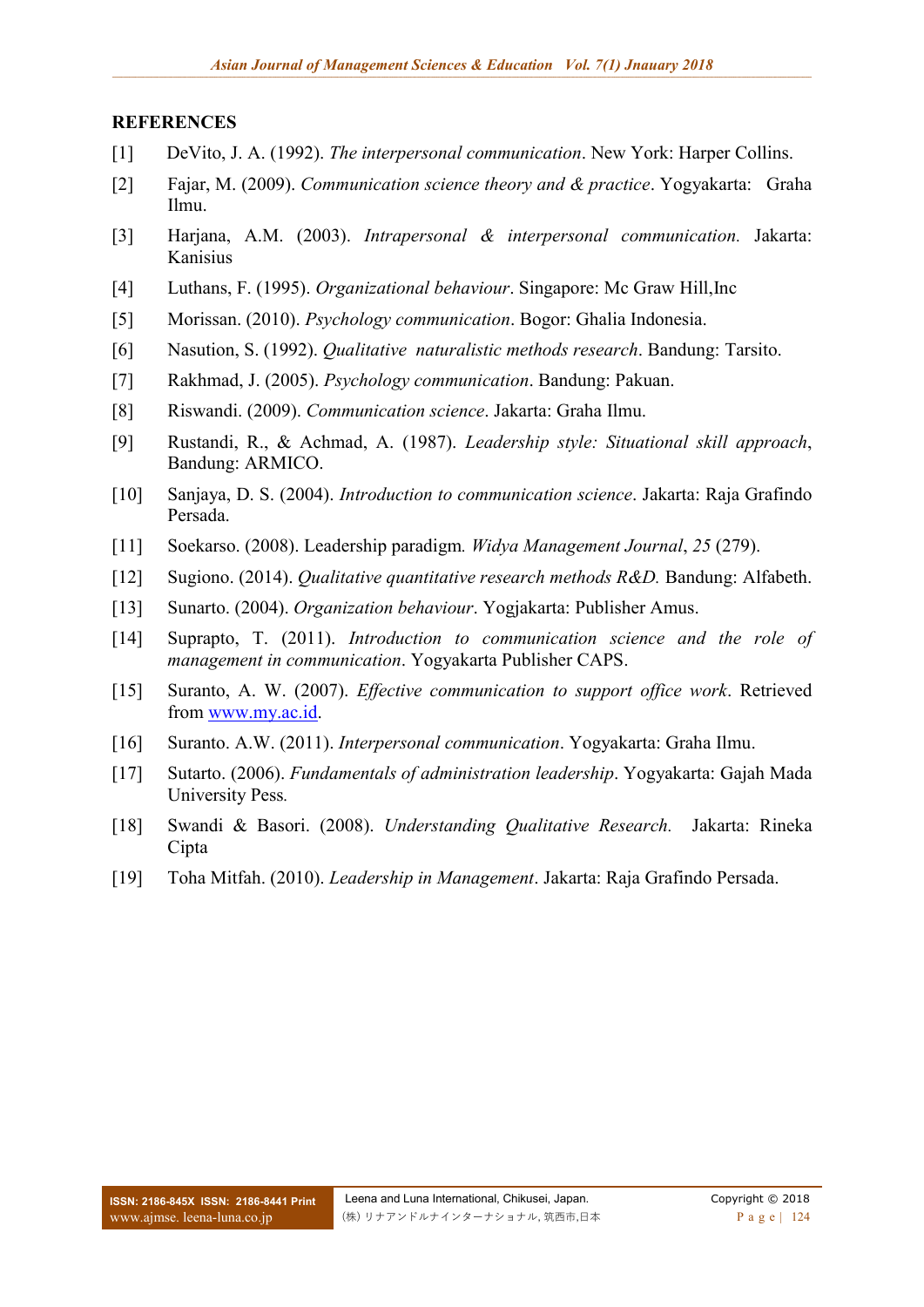## REFERENCES

[1] DeVito, J. A. (1992). *The interpersonal communication*. New York: Harper Collins.

[2] Fajar, M. (2009). *Communication science theory and & practice*. Yogyakarta: Graha Ilmu.

[3] Harjana, A.M. (2003). *Intrapersonal & interpersonal communication.* Jakarta: Kanisius

[4] Luthans, F. (1995). *Organizational behaviour*. Singapore: Mc Graw Hill,Inc

[5] Morissan. (2010). *Psychology communication*. Bogor: Ghalia Indonesia.

[6] Nasution, S. (1992). *Qualitative naturalistic methods research*. Bandung: Tarsito.

[7] Rakhmad, J. (2005). *Psychology communication*. Bandung: Pakuan.

[8] Riswandi. (2009). *Communication science*. Jakarta: Graha Ilmu.

[9] Rustandi, R., & Achmad, A. (1987). *Leadership style: Situational skill approach*, Bandung: ARMICO.

[10] Sanjaya, D. S. (2004). *Introduction to communication science*. Jakarta: Raja Grafindo Persada.

[11] Soekarso. (2008). Leadership paradigm*. Widya Management Journal*, *25* (279).

[12] Sugiono. (2014). *Qualitative quantitative research methods R&D.* Bandung: Alfabeth.

[13] Sunarto. (2004). *Organization behaviour*. Yogjakarta: Publisher Amus.

[14] Suprapto, T. (2011). *Introduction to communication science and the role of management in communication*. Yogyakarta Publisher CAPS.

[15] Suranto, A. W. (2007). *Effective communication to support office work*. Retrieved from www.my.ac.id.

[16] Suranto. A.W. (2011). *Interpersonal communication*. Yogyakarta: Graha Ilmu.

[17] Sutarto. (2006). *Fundamentals of administration leadership*. Yogyakarta: Gajah Mada University Pess*.*

[18] Swandi & Basori. (2008). *Understanding Qualitative Research.* Jakarta: Rineka Cipta

[19] Toha Mitfah. (2010). *Leadership in Management*. Jakarta: Raja Grafindo Persada.